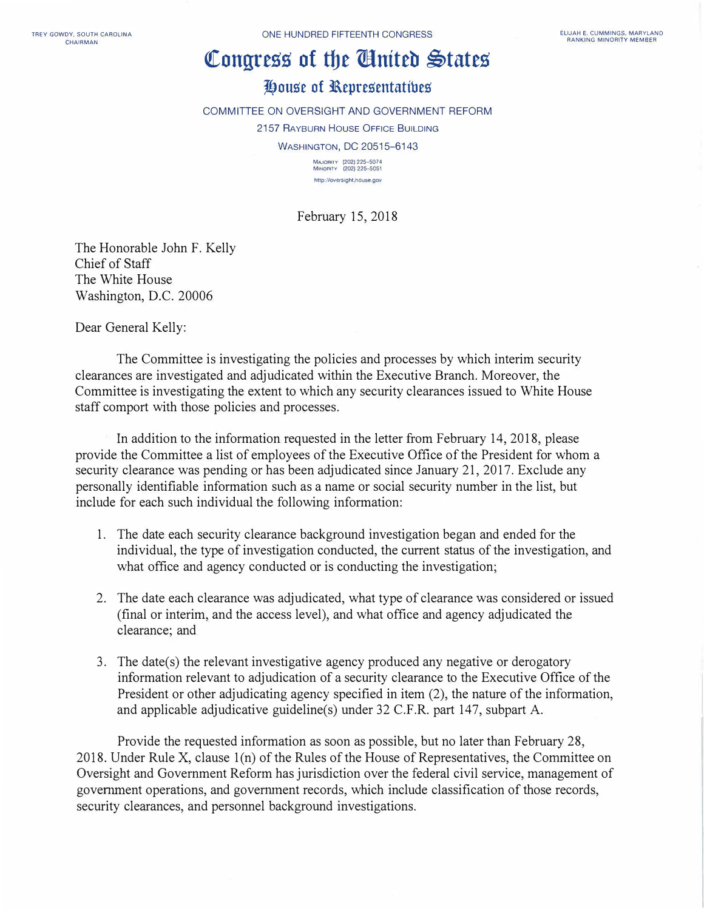TREY GOWDY, SOUTH CAROLINA
CHAIRMAN

ONE HUNDRED FIFTEENTH CONGRESS

ELIJAH E. CUMMINGS, MARYLAND
RANKING MINORITY MEMBER

# Congress of the United States

## House of Representatives

COMMITTEE ON OVERSIGHT AND GOVERNMENT REFORM

2157 RAYBURN HOUSE OFFICE BUILDING

WASHINGTON, DC 20515–6143

MAJORITY (202) 225–5074
MINORITY (202) 225–5051

http://oversight.house.gov

February 15, 2018

The Honorable John F. Kelly
Chief of Staff
The White House
Washington, D.C. 20006

Dear General Kelly:

The Committee is investigating the policies and processes by which interim security clearances are investigated and adjudicated within the Executive Branch. Moreover, the Committee is investigating the extent to which any security clearances issued to White House staff comport with those policies and processes.

In addition to the information requested in the letter from February 14, 2018, please provide the Committee a list of employees of the Executive Office of the President for whom a security clearance was pending or has been adjudicated since January 21, 2017. Exclude any personally identifiable information such as a name or social security number in the list, but include for each such individual the following information:

1. The date each security clearance background investigation began and ended for the individual, the type of investigation conducted, the current status of the investigation, and what office and agency conducted or is conducting the investigation;

2. The date each clearance was adjudicated, what type of clearance was considered or issued (final or interim, and the access level), and what office and agency adjudicated the clearance; and

3. The date(s) the relevant investigative agency produced any negative or derogatory information relevant to adjudication of a security clearance to the Executive Office of the President or other adjudicating agency specified in item (2), the nature of the information, and applicable adjudicative guideline(s) under 32 C.F.R. part 147, subpart A.

Provide the requested information as soon as possible, but no later than February 28, 2018. Under Rule X, clause 1(n) of the Rules of the House of Representatives, the Committee on Oversight and Government Reform has jurisdiction over the federal civil service, management of government operations, and government records, which include classification of those records, security clearances, and personnel background investigations.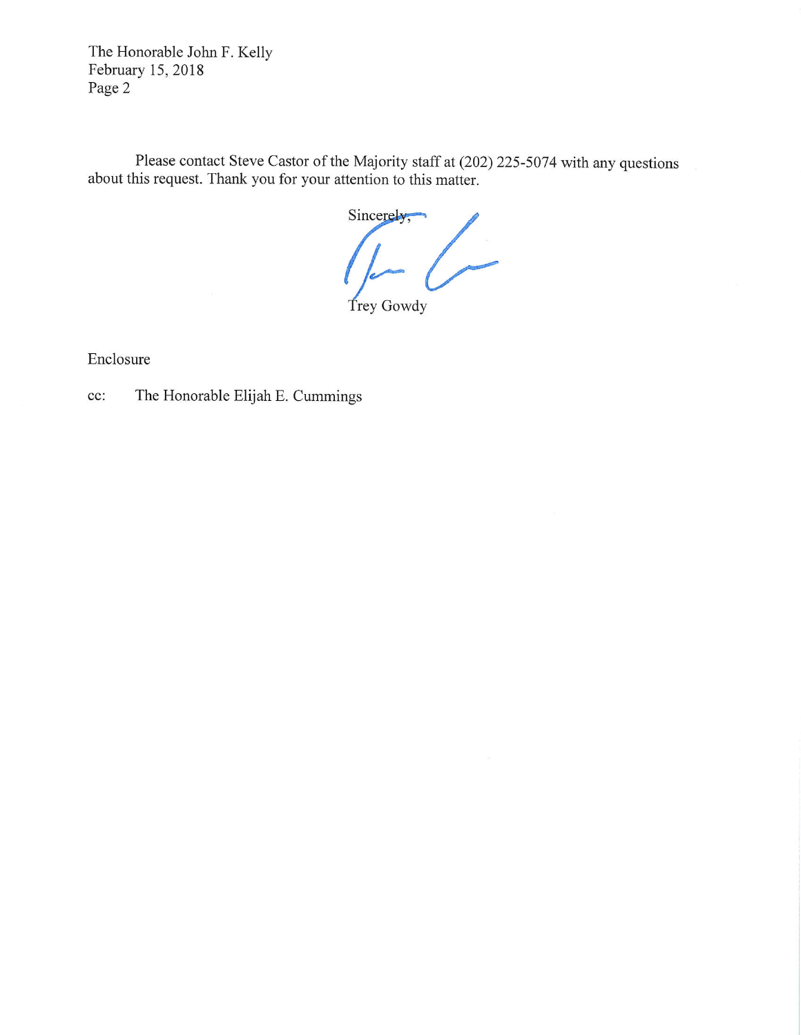The Honorable John F. Kelly
February 15, 2018
Page 2

Please contact Steve Castor of the Majority staff at (202) 225-5074 with any questions about this request. Thank you for your attention to this matter.

Sincerely,

Trey Gowdy

Enclosure

cc: The Honorable Elijah E. Cummings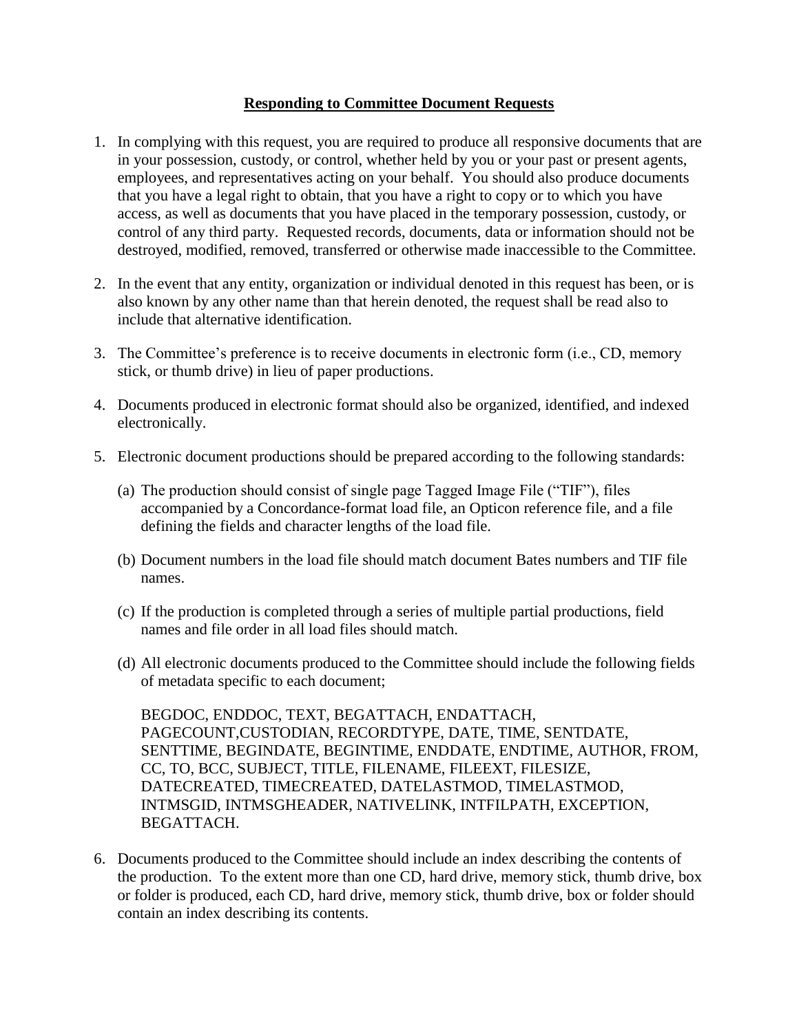**Responding to Committee Document Requests**

1. In complying with this request, you are required to produce all responsive documents that are in your possession, custody, or control, whether held by you or your past or present agents, employees, and representatives acting on your behalf. You should also produce documents that you have a legal right to obtain, that you have a right to copy or to which you have access, as well as documents that you have placed in the temporary possession, custody, or control of any third party. Requested records, documents, data or information should not be destroyed, modified, removed, transferred or otherwise made inaccessible to the Committee.

2. In the event that any entity, organization or individual denoted in this request has been, or is also known by any other name than that herein denoted, the request shall be read also to include that alternative identification.

3. The Committee's preference is to receive documents in electronic form (i.e., CD, memory stick, or thumb drive) in lieu of paper productions.

4. Documents produced in electronic format should also be organized, identified, and indexed electronically.

5. Electronic document productions should be prepared according to the following standards:

   (a) The production should consist of single page Tagged Image File ("TIF"), files accompanied by a Concordance-format load file, an Opticon reference file, and a file defining the fields and character lengths of the load file.

   (b) Document numbers in the load file should match document Bates numbers and TIF file names.

   (c) If the production is completed through a series of multiple partial productions, field names and file order in all load files should match.

   (d) All electronic documents produced to the Committee should include the following fields of metadata specific to each document;

   BEGDOC, ENDDOC, TEXT, BEGATTACH, ENDATTACH, PAGECOUNT,CUSTODIAN, RECORDTYPE, DATE, TIME, SENTDATE, SENTTIME, BEGINDATE, BEGINTIME, ENDDATE, ENDTIME, AUTHOR, FROM, CC, TO, BCC, SUBJECT, TITLE, FILENAME, FILEEXT, FILESIZE, DATECREATED, TIMECREATED, DATELASTMOD, TIMELASTMOD, INTMSGID, INTMSGHEADER, NATIVELINK, INTFILPATH, EXCEPTION, BEGATTACH.

6. Documents produced to the Committee should include an index describing the contents of the production. To the extent more than one CD, hard drive, memory stick, thumb drive, box or folder is produced, each CD, hard drive, memory stick, thumb drive, box or folder should contain an index describing its contents.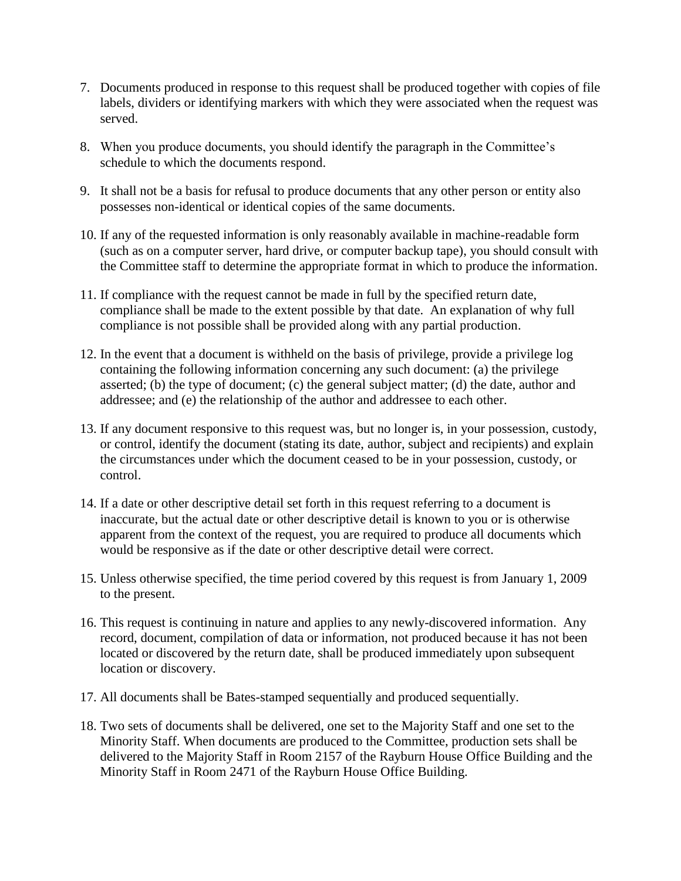7. Documents produced in response to this request shall be produced together with copies of file labels, dividers or identifying markers with which they were associated when the request was served.

8. When you produce documents, you should identify the paragraph in the Committee's schedule to which the documents respond.

9. It shall not be a basis for refusal to produce documents that any other person or entity also possesses non-identical or identical copies of the same documents.

10. If any of the requested information is only reasonably available in machine-readable form (such as on a computer server, hard drive, or computer backup tape), you should consult with the Committee staff to determine the appropriate format in which to produce the information.

11. If compliance with the request cannot be made in full by the specified return date, compliance shall be made to the extent possible by that date. An explanation of why full compliance is not possible shall be provided along with any partial production.

12. In the event that a document is withheld on the basis of privilege, provide a privilege log containing the following information concerning any such document: (a) the privilege asserted; (b) the type of document; (c) the general subject matter; (d) the date, author and addressee; and (e) the relationship of the author and addressee to each other.

13. If any document responsive to this request was, but no longer is, in your possession, custody, or control, identify the document (stating its date, author, subject and recipients) and explain the circumstances under which the document ceased to be in your possession, custody, or control.

14. If a date or other descriptive detail set forth in this request referring to a document is inaccurate, but the actual date or other descriptive detail is known to you or is otherwise apparent from the context of the request, you are required to produce all documents which would be responsive as if the date or other descriptive detail were correct.

15. Unless otherwise specified, the time period covered by this request is from January 1, 2009 to the present.

16. This request is continuing in nature and applies to any newly-discovered information. Any record, document, compilation of data or information, not produced because it has not been located or discovered by the return date, shall be produced immediately upon subsequent location or discovery.

17. All documents shall be Bates-stamped sequentially and produced sequentially.

18. Two sets of documents shall be delivered, one set to the Majority Staff and one set to the Minority Staff. When documents are produced to the Committee, production sets shall be delivered to the Majority Staff in Room 2157 of the Rayburn House Office Building and the Minority Staff in Room 2471 of the Rayburn House Office Building.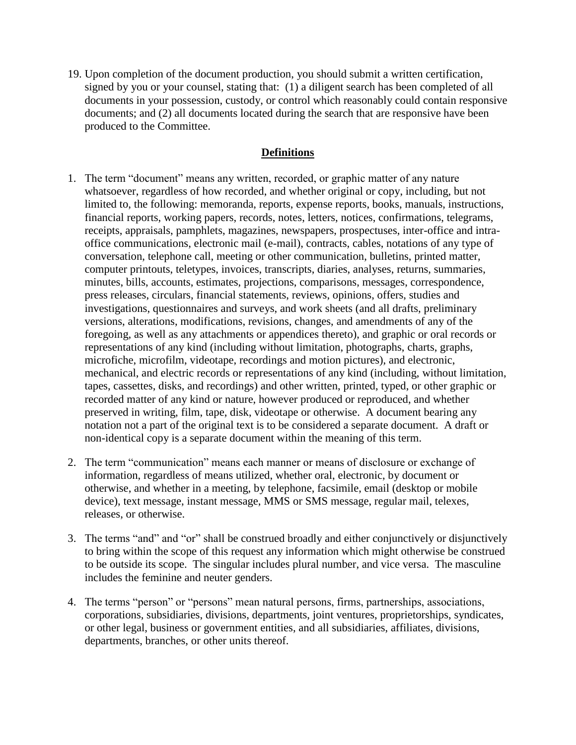19. Upon completion of the document production, you should submit a written certification, signed by you or your counsel, stating that: (1) a diligent search has been completed of all documents in your possession, custody, or control which reasonably could contain responsive documents; and (2) all documents located during the search that are responsive have been produced to the Committee.

## Definitions

1. The term "document" means any written, recorded, or graphic matter of any nature whatsoever, regardless of how recorded, and whether original or copy, including, but not limited to, the following: memoranda, reports, expense reports, books, manuals, instructions, financial reports, working papers, records, notes, letters, notices, confirmations, telegrams, receipts, appraisals, pamphlets, magazines, newspapers, prospectuses, inter-office and intra-office communications, electronic mail (e-mail), contracts, cables, notations of any type of conversation, telephone call, meeting or other communication, bulletins, printed matter, computer printouts, teletypes, invoices, transcripts, diaries, analyses, returns, summaries, minutes, bills, accounts, estimates, projections, comparisons, messages, correspondence, press releases, circulars, financial statements, reviews, opinions, offers, studies and investigations, questionnaires and surveys, and work sheets (and all drafts, preliminary versions, alterations, modifications, revisions, changes, and amendments of any of the foregoing, as well as any attachments or appendices thereto), and graphic or oral records or representations of any kind (including without limitation, photographs, charts, graphs, microfiche, microfilm, videotape, recordings and motion pictures), and electronic, mechanical, and electric records or representations of any kind (including, without limitation, tapes, cassettes, disks, and recordings) and other written, printed, typed, or other graphic or recorded matter of any kind or nature, however produced or reproduced, and whether preserved in writing, film, tape, disk, videotape or otherwise. A document bearing any notation not a part of the original text is to be considered a separate document. A draft or non-identical copy is a separate document within the meaning of this term.

2. The term "communication" means each manner or means of disclosure or exchange of information, regardless of means utilized, whether oral, electronic, by document or otherwise, and whether in a meeting, by telephone, facsimile, email (desktop or mobile device), text message, instant message, MMS or SMS message, regular mail, telexes, releases, or otherwise.

3. The terms "and" and "or" shall be construed broadly and either conjunctively or disjunctively to bring within the scope of this request any information which might otherwise be construed to be outside its scope. The singular includes plural number, and vice versa. The masculine includes the feminine and neuter genders.

4. The terms "person" or "persons" mean natural persons, firms, partnerships, associations, corporations, subsidiaries, divisions, departments, joint ventures, proprietorships, syndicates, or other legal, business or government entities, and all subsidiaries, affiliates, divisions, departments, branches, or other units thereof.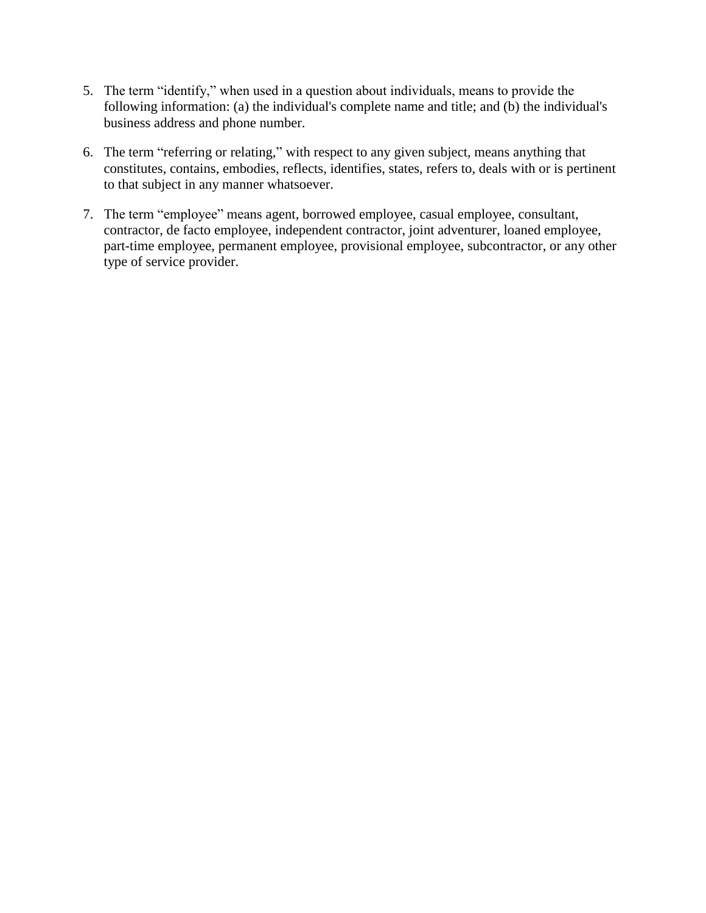5. The term “identify,” when used in a question about individuals, means to provide the following information: (a) the individual's complete name and title; and (b) the individual's business address and phone number.

6. The term “referring or relating,” with respect to any given subject, means anything that constitutes, contains, embodies, reflects, identifies, states, refers to, deals with or is pertinent to that subject in any manner whatsoever.

7. The term “employee” means agent, borrowed employee, casual employee, consultant, contractor, de facto employee, independent contractor, joint adventurer, loaned employee, part-time employee, permanent employee, provisional employee, subcontractor, or any other type of service provider.